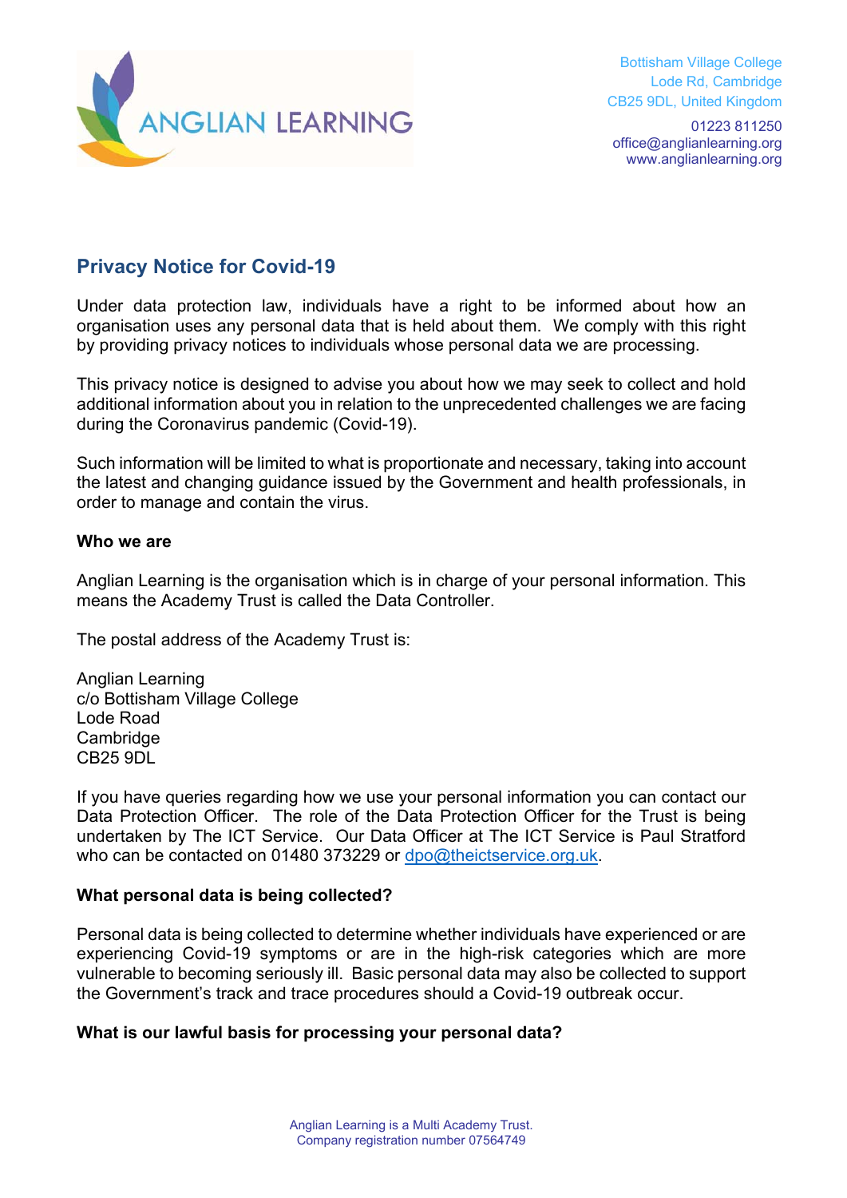ANGLIAN LEARNING

Bottisham Village College
Lode Rd, Cambridge
CB25 9DL, United Kingdom

01223 811250
office@anglianlearning.org
www.anglianlearning.org

## Privacy Notice for Covid-19

Under data protection law, individuals have a right to be informed about how an organisation uses any personal data that is held about them. We comply with this right by providing privacy notices to individuals whose personal data we are processing.

This privacy notice is designed to advise you about how we may seek to collect and hold additional information about you in relation to the unprecedented challenges we are facing during the Coronavirus pandemic (Covid-19).

Such information will be limited to what is proportionate and necessary, taking into account the latest and changing guidance issued by the Government and health professionals, in order to manage and contain the virus.

**Who we are**

Anglian Learning is the organisation which is in charge of your personal information. This means the Academy Trust is called the Data Controller.

The postal address of the Academy Trust is:

Anglian Learning
c/o Bottisham Village College
Lode Road
Cambridge
CB25 9DL

If you have queries regarding how we use your personal information you can contact our Data Protection Officer. The role of the Data Protection Officer for the Trust is being undertaken by The ICT Service. Our Data Officer at The ICT Service is Paul Stratford who can be contacted on 01480 373229 or dpo@theictservice.org.uk.

**What personal data is being collected?**

Personal data is being collected to determine whether individuals have experienced or are experiencing Covid-19 symptoms or are in the high-risk categories which are more vulnerable to becoming seriously ill. Basic personal data may also be collected to support the Government's track and trace procedures should a Covid-19 outbreak occur.

**What is our lawful basis for processing your personal data?**

Anglian Learning is a Multi Academy Trust.
Company registration number 07564749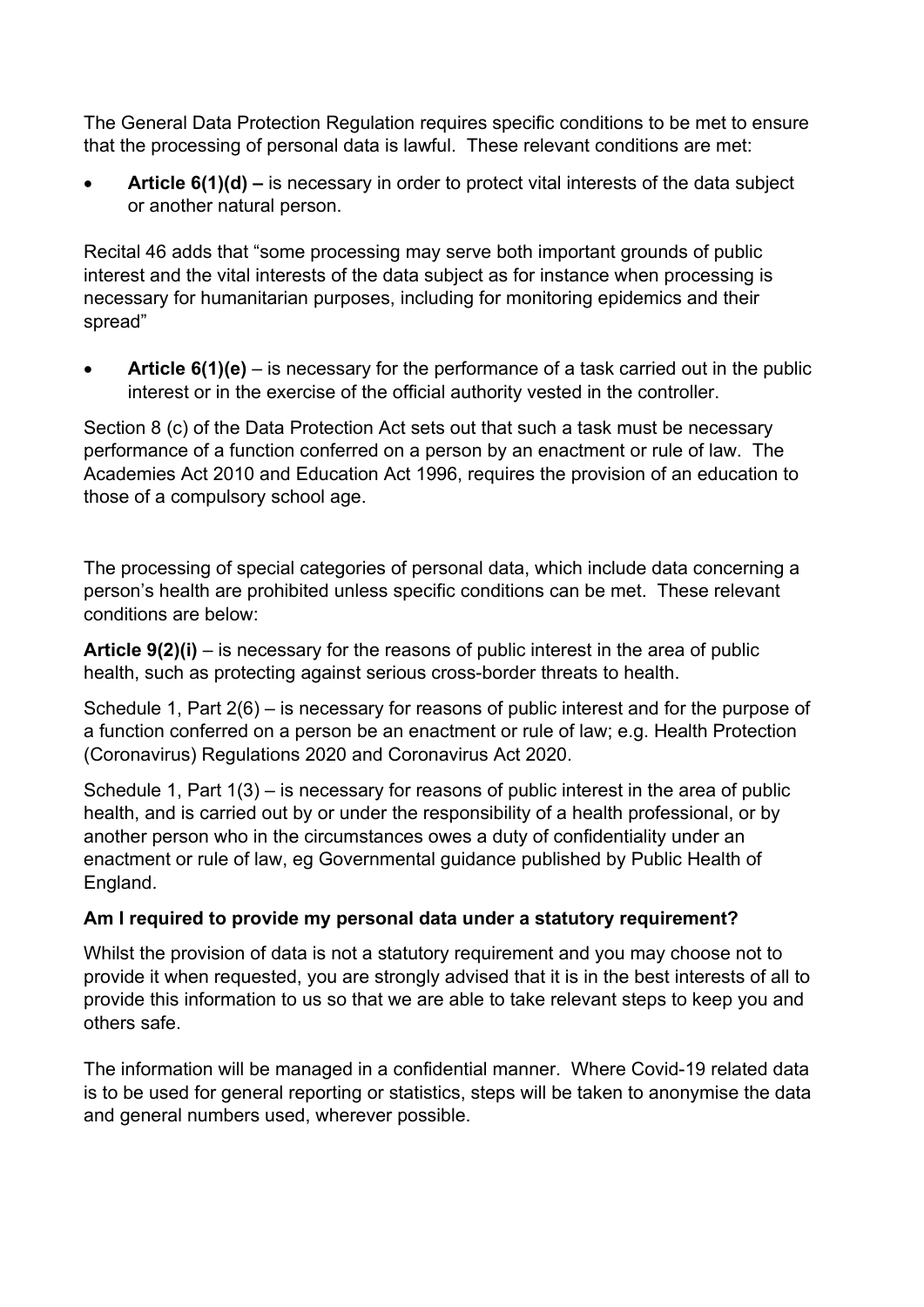The General Data Protection Regulation requires specific conditions to be met to ensure that the processing of personal data is lawful. These relevant conditions are met:

- **Article 6(1)(d) –** is necessary in order to protect vital interests of the data subject or another natural person.

Recital 46 adds that "some processing may serve both important grounds of public interest and the vital interests of the data subject as for instance when processing is necessary for humanitarian purposes, including for monitoring epidemics and their spread"

- **Article 6(1)(e)** – is necessary for the performance of a task carried out in the public interest or in the exercise of the official authority vested in the controller.

Section 8 (c) of the Data Protection Act sets out that such a task must be necessary performance of a function conferred on a person by an enactment or rule of law. The Academies Act 2010 and Education Act 1996, requires the provision of an education to those of a compulsory school age.

The processing of special categories of personal data, which include data concerning a person's health are prohibited unless specific conditions can be met. These relevant conditions are below:

**Article 9(2)(i)** – is necessary for the reasons of public interest in the area of public health, such as protecting against serious cross-border threats to health.

Schedule 1, Part 2(6) – is necessary for reasons of public interest and for the purpose of a function conferred on a person be an enactment or rule of law; e.g. Health Protection (Coronavirus) Regulations 2020 and Coronavirus Act 2020.

Schedule 1, Part 1(3) – is necessary for reasons of public interest in the area of public health, and is carried out by or under the responsibility of a health professional, or by another person who in the circumstances owes a duty of confidentiality under an enactment or rule of law, eg Governmental guidance published by Public Health of England.

### Am I required to provide my personal data under a statutory requirement?

Whilst the provision of data is not a statutory requirement and you may choose not to provide it when requested, you are strongly advised that it is in the best interests of all to provide this information to us so that we are able to take relevant steps to keep you and others safe.

The information will be managed in a confidential manner. Where Covid-19 related data is to be used for general reporting or statistics, steps will be taken to anonymise the data and general numbers used, wherever possible.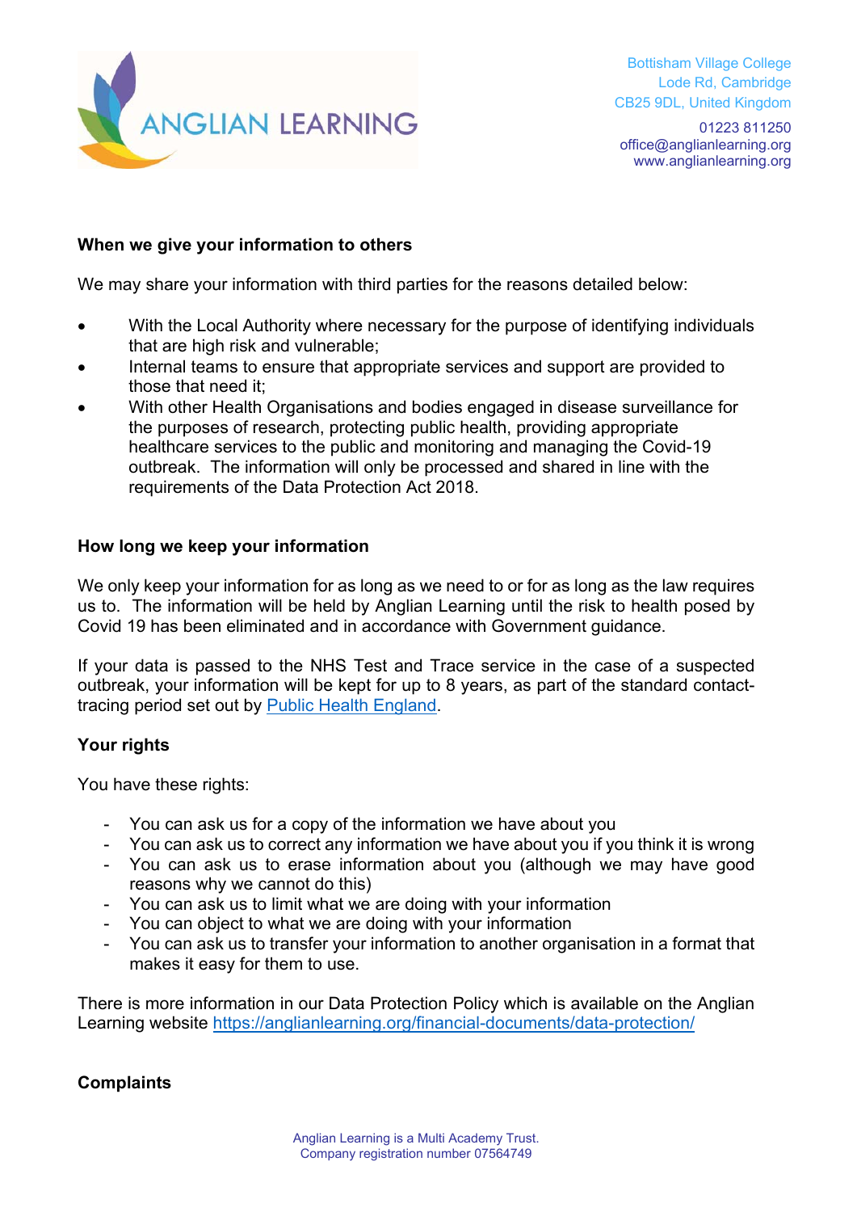## When we give your information to others

We may share your information with third parties for the reasons detailed below:

- With the Local Authority where necessary for the purpose of identifying individuals that are high risk and vulnerable;
- Internal teams to ensure that appropriate services and support are provided to those that need it;
- With other Health Organisations and bodies engaged in disease surveillance for the purposes of research, protecting public health, providing appropriate healthcare services to the public and monitoring and managing the Covid-19 outbreak. The information will only be processed and shared in line with the requirements of the Data Protection Act 2018.

## How long we keep your information

We only keep your information for as long as we need to or for as long as the law requires us to. The information will be held by Anglian Learning until the risk to health posed by Covid 19 has been eliminated and in accordance with Government guidance.

If your data is passed to the NHS Test and Trace service in the case of a suspected outbreak, your information will be kept for up to 8 years, as part of the standard contact-tracing period set out by Public Health England.

## Your rights

You have these rights:

- You can ask us for a copy of the information we have about you
- You can ask us to correct any information we have about you if you think it is wrong
- You can ask us to erase information about you (although we may have good reasons why we cannot do this)
- You can ask us to limit what we are doing with your information
- You can object to what we are doing with your information
- You can ask us to transfer your information to another organisation in a format that makes it easy for them to use.

There is more information in our Data Protection Policy which is available on the Anglian Learning website https://anglianlearning.org/financial-documents/data-protection/

## Complaints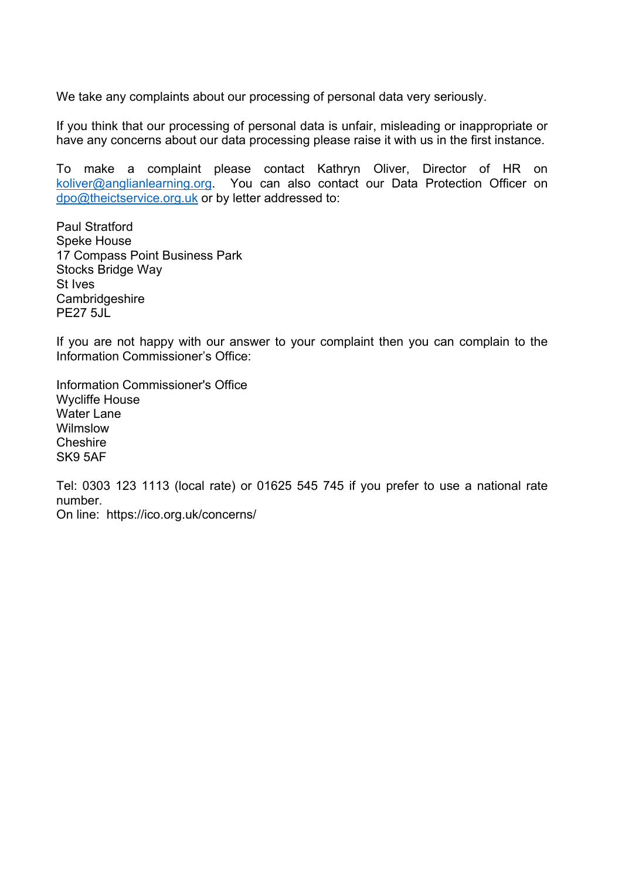We take any complaints about our processing of personal data very seriously.

If you think that our processing of personal data is unfair, misleading or inappropriate or have any concerns about our data processing please raise it with us in the first instance.

To make a complaint please contact Kathryn Oliver, Director of HR on koliver@anglianlearning.org. You can also contact our Data Protection Officer on dpo@theictservice.org.uk or by letter addressed to:

Paul Stratford
Speke House
17 Compass Point Business Park
Stocks Bridge Way
St Ives
Cambridgeshire
PE27 5JL

If you are not happy with our answer to your complaint then you can complain to the Information Commissioner's Office:

Information Commissioner's Office
Wycliffe House
Water Lane
Wilmslow
Cheshire
SK9 5AF

Tel: 0303 123 1113 (local rate) or 01625 545 745 if you prefer to use a national rate number.
On line: https://ico.org.uk/concerns/